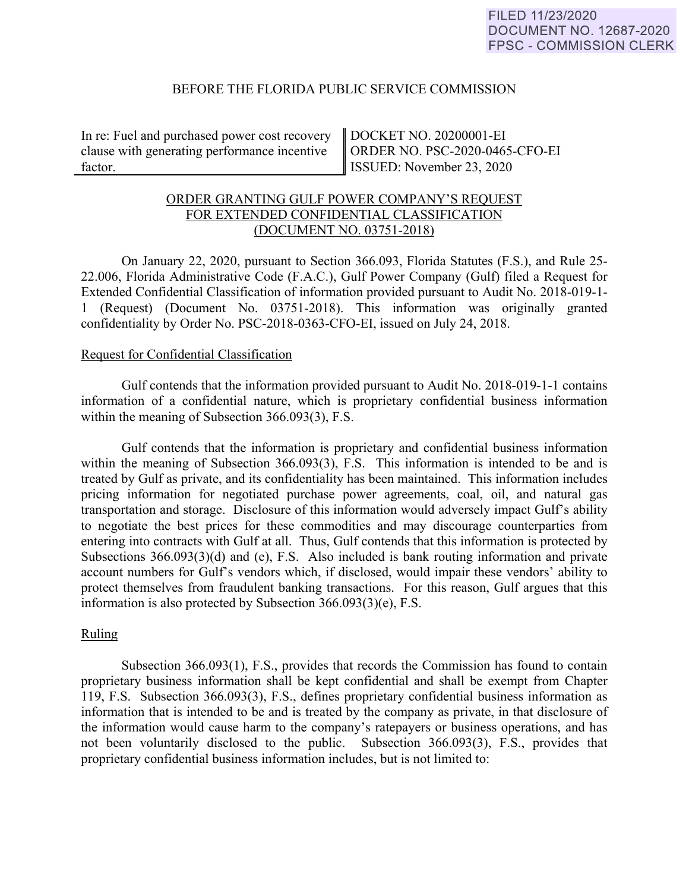FILED 11/23/2020
DOCUMENT NO. 12687-2020
FPSC - COMMISSION CLERK

BEFORE THE FLORIDA PUBLIC SERVICE COMMISSION

| In re: Fuel and purchased power cost recovery clause with generating performance incentive factor. | DOCKET NO. 20200001-EI<br>ORDER NO. PSC-2020-0465-CFO-EI<br>ISSUED: November 23, 2020 |
|---|---|

ORDER GRANTING GULF POWER COMPANY'S REQUEST FOR EXTENDED CONFIDENTIAL CLASSIFICATION (DOCUMENT NO. 03751-2018)

On January 22, 2020, pursuant to Section 366.093, Florida Statutes (F.S.), and Rule 25-22.006, Florida Administrative Code (F.A.C.), Gulf Power Company (Gulf) filed a Request for Extended Confidential Classification of information provided pursuant to Audit No. 2018-019-1-1 (Request) (Document No. 03751-2018). This information was originally granted confidentiality by Order No. PSC-2018-0363-CFO-EI, issued on July 24, 2018.

Request for Confidential Classification

Gulf contends that the information provided pursuant to Audit No. 2018-019-1-1 contains information of a confidential nature, which is proprietary confidential business information within the meaning of Subsection 366.093(3), F.S.

Gulf contends that the information is proprietary and confidential business information within the meaning of Subsection 366.093(3), F.S. This information is intended to be and is treated by Gulf as private, and its confidentiality has been maintained. This information includes pricing information for negotiated purchase power agreements, coal, oil, and natural gas transportation and storage. Disclosure of this information would adversely impact Gulf's ability to negotiate the best prices for these commodities and may discourage counterparties from entering into contracts with Gulf at all. Thus, Gulf contends that this information is protected by Subsections 366.093(3)(d) and (e), F.S. Also included is bank routing information and private account numbers for Gulf's vendors which, if disclosed, would impair these vendors' ability to protect themselves from fraudulent banking transactions. For this reason, Gulf argues that this information is also protected by Subsection 366.093(3)(e), F.S.

Ruling

Subsection 366.093(1), F.S., provides that records the Commission has found to contain proprietary business information shall be kept confidential and shall be exempt from Chapter 119, F.S. Subsection 366.093(3), F.S., defines proprietary confidential business information as information that is intended to be and is treated by the company as private, in that disclosure of the information would cause harm to the company's ratepayers or business operations, and has not been voluntarily disclosed to the public. Subsection 366.093(3), F.S., provides that proprietary confidential business information includes, but is not limited to: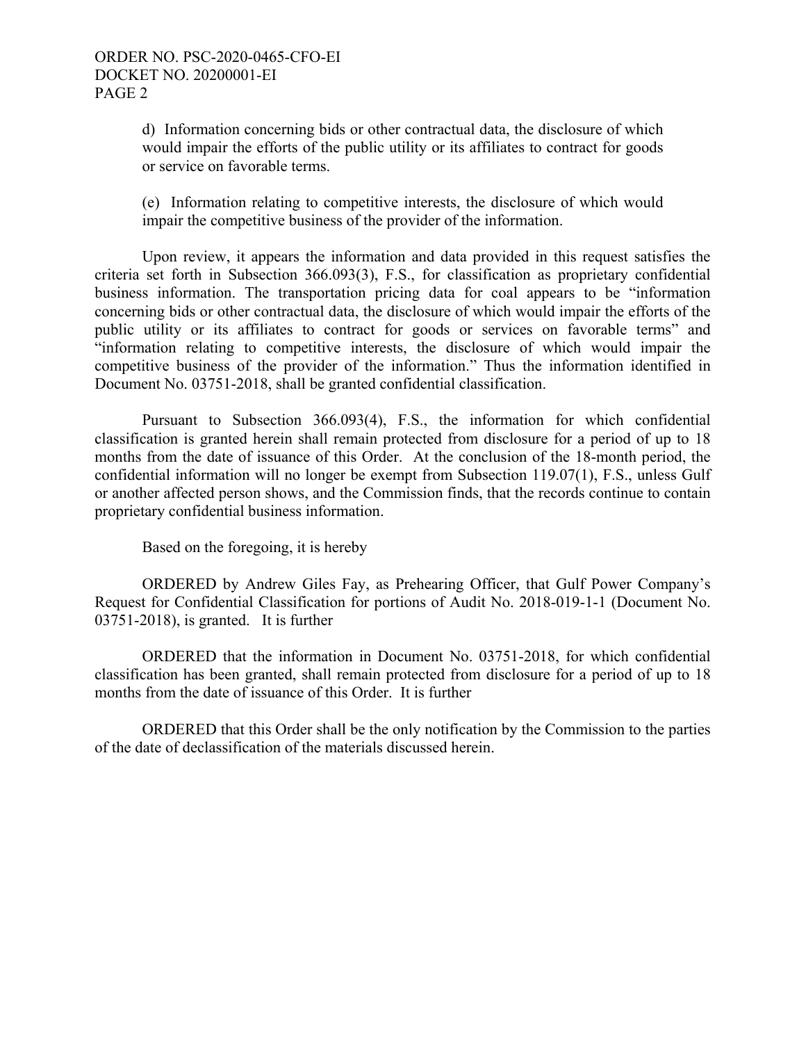d) Information concerning bids or other contractual data, the disclosure of which would impair the efforts of the public utility or its affiliates to contract for goods or service on favorable terms.

(e) Information relating to competitive interests, the disclosure of which would impair the competitive business of the provider of the information.

Upon review, it appears the information and data provided in this request satisfies the criteria set forth in Subsection 366.093(3), F.S., for classification as proprietary confidential business information. The transportation pricing data for coal appears to be "information concerning bids or other contractual data, the disclosure of which would impair the efforts of the public utility or its affiliates to contract for goods or services on favorable terms" and "information relating to competitive interests, the disclosure of which would impair the competitive business of the provider of the information." Thus the information identified in Document No. 03751-2018, shall be granted confidential classification.

Pursuant to Subsection 366.093(4), F.S., the information for which confidential classification is granted herein shall remain protected from disclosure for a period of up to 18 months from the date of issuance of this Order. At the conclusion of the 18-month period, the confidential information will no longer be exempt from Subsection 119.07(1), F.S., unless Gulf or another affected person shows, and the Commission finds, that the records continue to contain proprietary confidential business information.

Based on the foregoing, it is hereby

ORDERED by Andrew Giles Fay, as Prehearing Officer, that Gulf Power Company's Request for Confidential Classification for portions of Audit No. 2018-019-1-1 (Document No. 03751-2018), is granted. It is further

ORDERED that the information in Document No. 03751-2018, for which confidential classification has been granted, shall remain protected from disclosure for a period of up to 18 months from the date of issuance of this Order. It is further

ORDERED that this Order shall be the only notification by the Commission to the parties of the date of declassification of the materials discussed herein.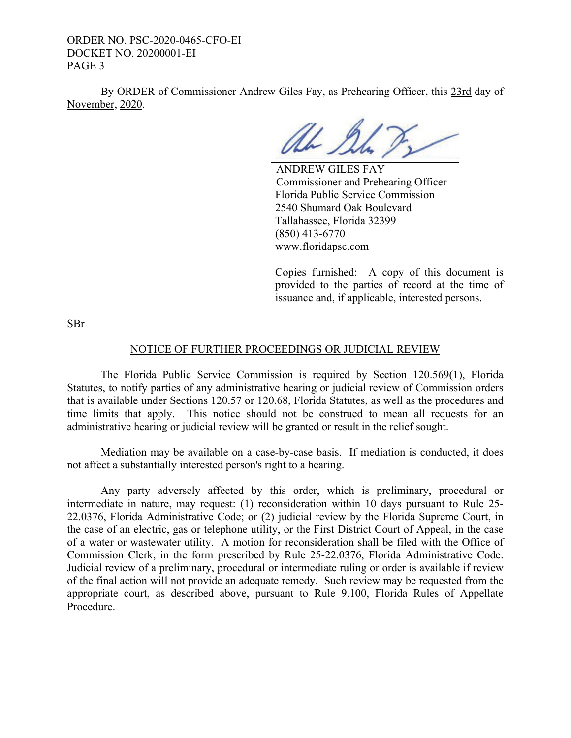By ORDER of Commissioner Andrew Giles Fay, as Prehearing Officer, this 23rd day of November, 2020.

ANDREW GILES FAY
Commissioner and Prehearing Officer
Florida Public Service Commission
2540 Shumard Oak Boulevard
Tallahassee, Florida 32399
(850) 413-6770
www.floridapsc.com

Copies furnished: A copy of this document is provided to the parties of record at the time of issuance and, if applicable, interested persons.

SBr

## NOTICE OF FURTHER PROCEEDINGS OR JUDICIAL REVIEW

The Florida Public Service Commission is required by Section 120.569(1), Florida Statutes, to notify parties of any administrative hearing or judicial review of Commission orders that is available under Sections 120.57 or 120.68, Florida Statutes, as well as the procedures and time limits that apply. This notice should not be construed to mean all requests for an administrative hearing or judicial review will be granted or result in the relief sought.

Mediation may be available on a case-by-case basis. If mediation is conducted, it does not affect a substantially interested person's right to a hearing.

Any party adversely affected by this order, which is preliminary, procedural or intermediate in nature, may request: (1) reconsideration within 10 days pursuant to Rule 25-22.0376, Florida Administrative Code; or (2) judicial review by the Florida Supreme Court, in the case of an electric, gas or telephone utility, or the First District Court of Appeal, in the case of a water or wastewater utility. A motion for reconsideration shall be filed with the Office of Commission Clerk, in the form prescribed by Rule 25-22.0376, Florida Administrative Code. Judicial review of a preliminary, procedural or intermediate ruling or order is available if review of the final action will not provide an adequate remedy. Such review may be requested from the appropriate court, as described above, pursuant to Rule 9.100, Florida Rules of Appellate Procedure.